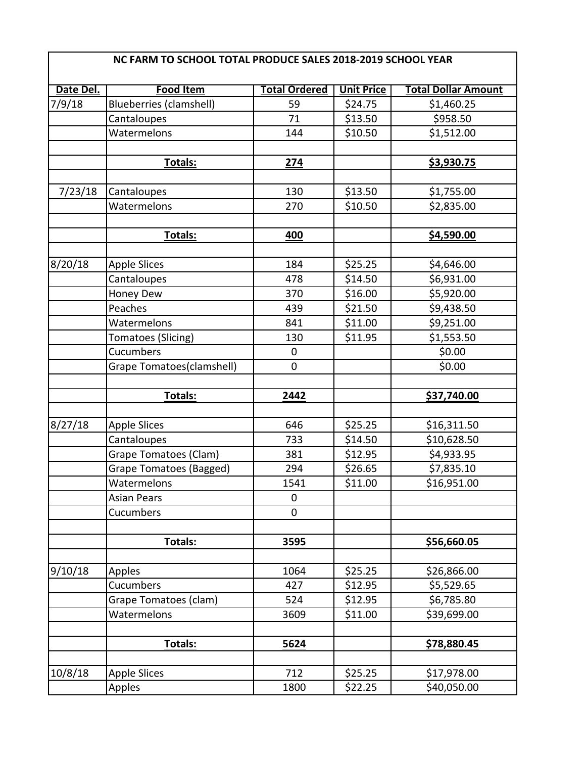| NC FARM TO SCHOOL TOTAL PRODUCE SALES 2018-2019 SCHOOL YEAR | | | | |
|---|---|---|---|---|
| **Date Del.** | **Food Item** | **Total Ordered** | **Unit Price** | **Total Dollar Amount** |
| 7/9/18 | Blueberries (clamshell) | 59 | $24.75 | $1,460.25 |
| | Cantaloupes | 71 | $13.50 | $958.50 |
| | Watermelons | 144 | $10.50 | $1,512.00 |
| | | | | |
| | **Totals:** | **274** | | **$3,930.75** |
| | | | | |
| 7/23/18 | Cantaloupes | 130 | $13.50 | $1,755.00 |
| | Watermelons | 270 | $10.50 | $2,835.00 |
| | | | | |
| | **Totals:** | **400** | | **$4,590.00** |
| | | | | |
| 8/20/18 | Apple Slices | 184 | $25.25 | $4,646.00 |
| | Cantaloupes | 478 | $14.50 | $6,931.00 |
| | Honey Dew | 370 | $16.00 | $5,920.00 |
| | Peaches | 439 | $21.50 | $9,438.50 |
| | Watermelons | 841 | $11.00 | $9,251.00 |
| | Tomatoes (Slicing) | 130 | $11.95 | $1,553.50 |
| | Cucumbers | 0 | | $0.00 |
| | Grape Tomatoes(clamshell) | 0 | | $0.00 |
| | | | | |
| | **Totals:** | **2442** | | **$37,740.00** |
| | | | | |
| 8/27/18 | Apple Slices | 646 | $25.25 | $16,311.50 |
| | Cantaloupes | 733 | $14.50 | $10,628.50 |
| | Grape Tomatoes (Clam) | 381 | $12.95 | $4,933.95 |
| | Grape Tomatoes (Bagged) | 294 | $26.65 | $7,835.10 |
| | Watermelons | 1541 | $11.00 | $16,951.00 |
| | Asian Pears | 0 | | |
| | Cucumbers | 0 | | |
| | | | | |
| | **Totals:** | **3595** | | **$56,660.05** |
| | | | | |
| 9/10/18 | Apples | 1064 | $25.25 | $26,866.00 |
| | Cucumbers | 427 | $12.95 | $5,529.65 |
| | Grape Tomatoes (clam) | 524 | $12.95 | $6,785.80 |
| | Watermelons | 3609 | $11.00 | $39,699.00 |
| | | | | |
| | **Totals:** | **5624** | | **$78,880.45** |
| | | | | |
| 10/8/18 | Apple Slices | 712 | $25.25 | $17,978.00 |
| | Apples | 1800 | $22.25 | $40,050.00 |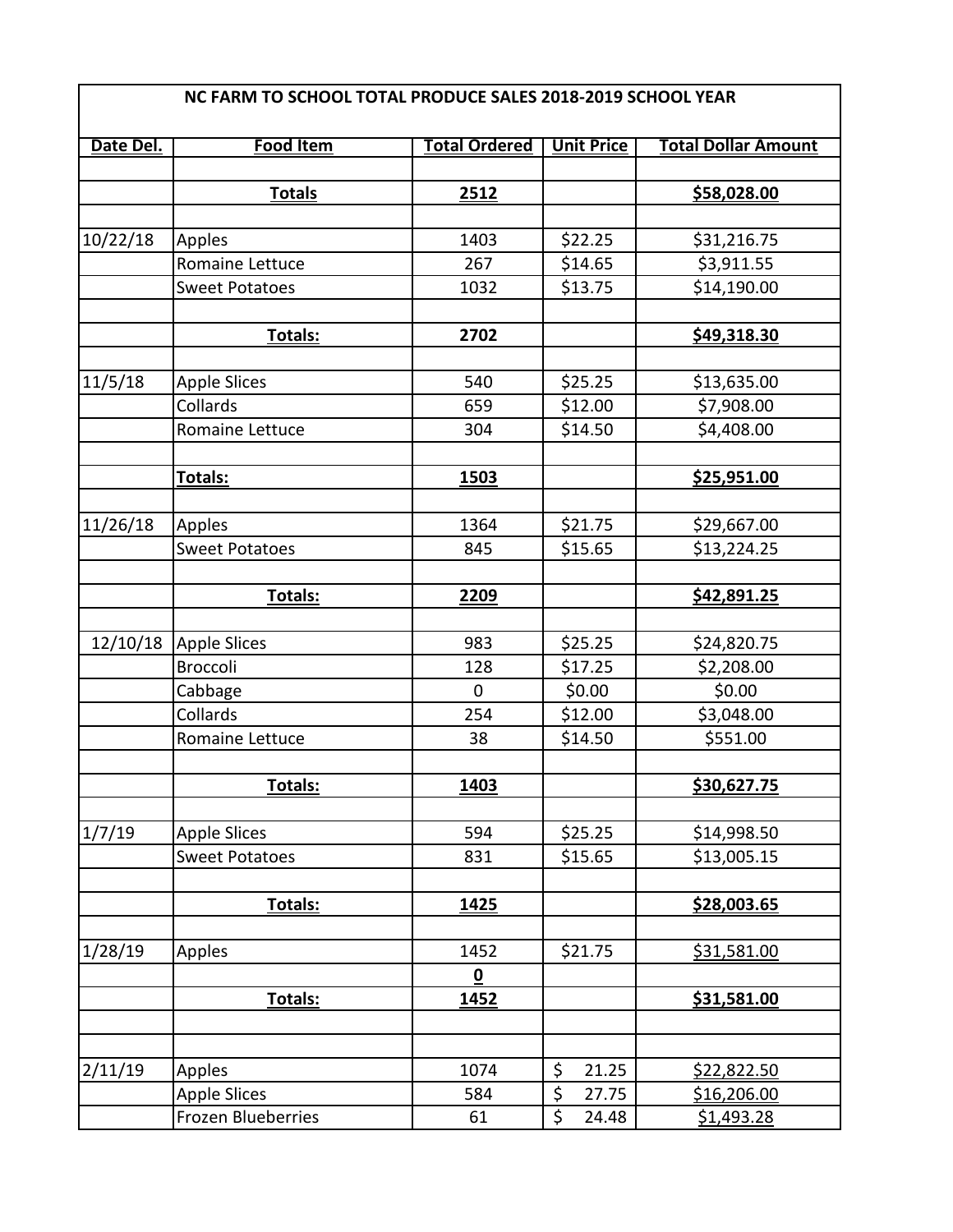| NC FARM TO SCHOOL TOTAL PRODUCE SALES 2018-2019 SCHOOL YEAR | | | | |
|---|---|---|---|---|
| **Date Del.** | **Food Item** | **Total Ordered** | **Unit Price** | **Total Dollar Amount** |
| | | | | |
| | **Totals** | **2512** | | **$58,028.00** |
| | | | | |
| 10/22/18 | Apples | 1403 | $22.25 | $31,216.75 |
| | Romaine Lettuce | 267 | $14.65 | $3,911.55 |
| | Sweet Potatoes | 1032 | $13.75 | $14,190.00 |
| | | | | |
| | **Totals:** | **2702** | | **$49,318.30** |
| | | | | |
| 11/5/18 | Apple Slices | 540 | $25.25 | $13,635.00 |
| | Collards | 659 | $12.00 | $7,908.00 |
| | Romaine Lettuce | 304 | $14.50 | $4,408.00 |
| | | | | |
| | **Totals:** | **1503** | | **$25,951.00** |
| | | | | |
| 11/26/18 | Apples | 1364 | $21.75 | $29,667.00 |
| | Sweet Potatoes | 845 | $15.65 | $13,224.25 |
| | | | | |
| | **Totals:** | **2209** | | **$42,891.25** |
| | | | | |
| 12/10/18 | Apple Slices | 983 | $25.25 | $24,820.75 |
| | Broccoli | 128 | $17.25 | $2,208.00 |
| | Cabbage | 0 | $0.00 | $0.00 |
| | Collards | 254 | $12.00 | $3,048.00 |
| | Romaine Lettuce | 38 | $14.50 | $551.00 |
| | | | | |
| | **Totals:** | **1403** | | **$30,627.75** |
| | | | | |
| 1/7/19 | Apple Slices | 594 | $25.25 | $14,998.50 |
| | Sweet Potatoes | 831 | $15.65 | $13,005.15 |
| | | | | |
| | **Totals:** | **1425** | | **$28,003.65** |
| | | | | |
| 1/28/19 | Apples | 1452 | $21.75 | $31,581.00 |
| | | **0** | | |
| | **Totals:** | **1452** | | **$31,581.00** |
| | | | | |
| | | | | |
| 2/11/19 | Apples | 1074 | $ 21.25 | $22,822.50 |
| | Apple Slices | 584 | $ 27.75 | $16,206.00 |
| | Frozen Blueberries | 61 | $ 24.48 | $1,493.28 |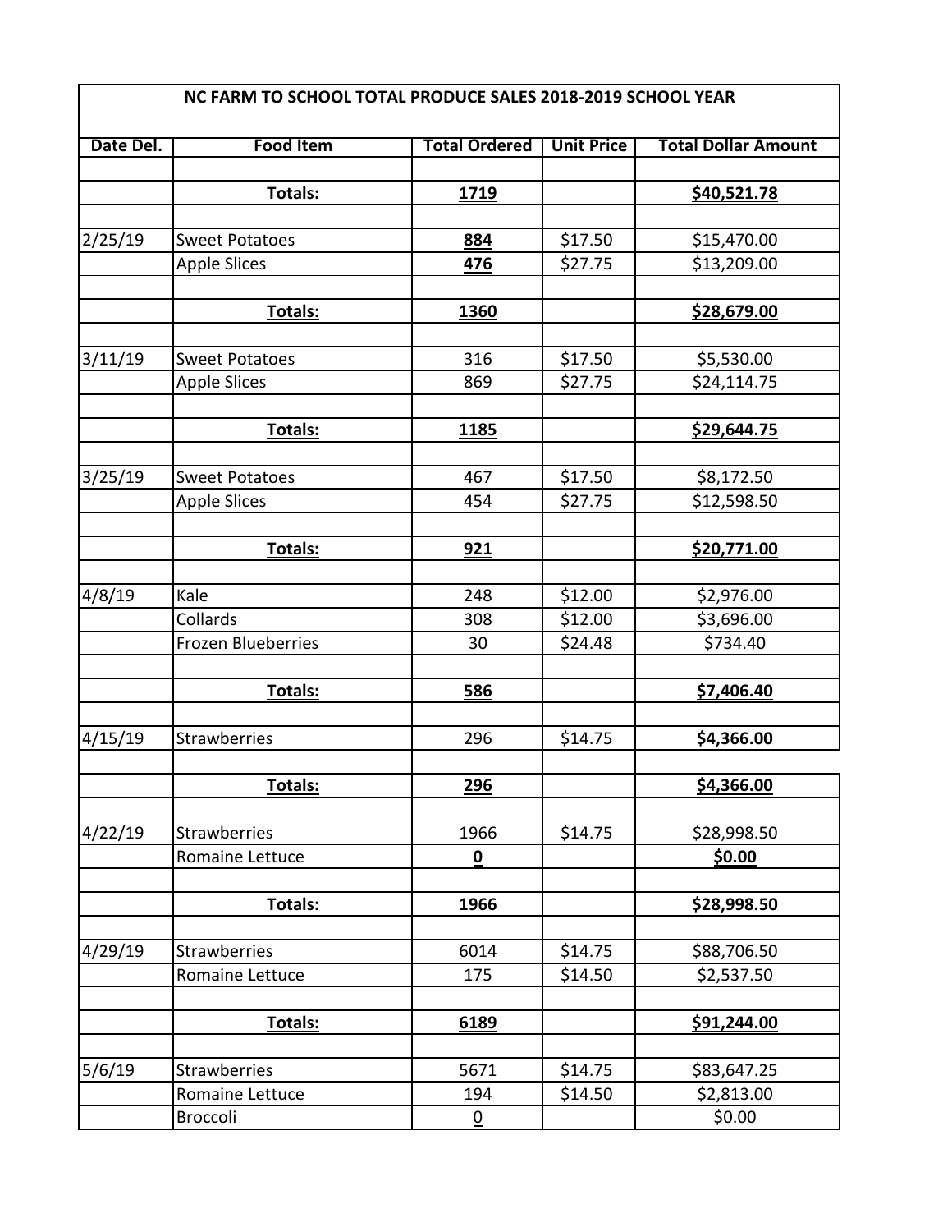| NC FARM TO SCHOOL TOTAL PRODUCE SALES 2018-2019 SCHOOL YEAR | | | | |
|---|---|---|---|---|
| **Date Del.** | **Food Item** | **Total Ordered** | **Unit Price** | **Total Dollar Amount** |
| | | | | |
| | **Totals:** | **1719** | | **$40,521.78** |
| | | | | |
| 2/25/19 | Sweet Potatoes | **884** | $17.50 | $15,470.00 |
| | Apple Slices | **476** | $27.75 | $13,209.00 |
| | | | | |
| | **Totals:** | **1360** | | **$28,679.00** |
| | | | | |
| 3/11/19 | Sweet Potatoes | 316 | $17.50 | $5,530.00 |
| | Apple Slices | 869 | $27.75 | $24,114.75 |
| | | | | |
| | **Totals:** | **1185** | | **$29,644.75** |
| | | | | |
| 3/25/19 | Sweet Potatoes | 467 | $17.50 | $8,172.50 |
| | Apple Slices | 454 | $27.75 | $12,598.50 |
| | | | | |
| | **Totals:** | **921** | | **$20,771.00** |
| | | | | |
| 4/8/19 | Kale | 248 | $12.00 | $2,976.00 |
| | Collards | 308 | $12.00 | $3,696.00 |
| | Frozen Blueberries | 30 | $24.48 | $734.40 |
| | | | | |
| | **Totals:** | **586** | | **$7,406.40** |
| | | | | |
| 4/15/19 | Strawberries | 296 | $14.75 | **$4,366.00** |
| | | | | |
| | **Totals:** | **296** | | **$4,366.00** |
| | | | | |
| 4/22/19 | Strawberries | 1966 | $14.75 | $28,998.50 |
| | Romaine Lettuce | **0** | | **$0.00** |
| | | | | |
| | **Totals:** | **1966** | | **$28,998.50** |
| | | | | |
| 4/29/19 | Strawberries | 6014 | $14.75 | $88,706.50 |
| | Romaine Lettuce | 175 | $14.50 | $2,537.50 |
| | | | | |
| | **Totals:** | **6189** | | **$91,244.00** |
| | | | | |
| 5/6/19 | Strawberries | 5671 | $14.75 | $83,647.25 |
| | Romaine Lettuce | 194 | $14.50 | $2,813.00 |
| | Broccoli | 0 | | $0.00 |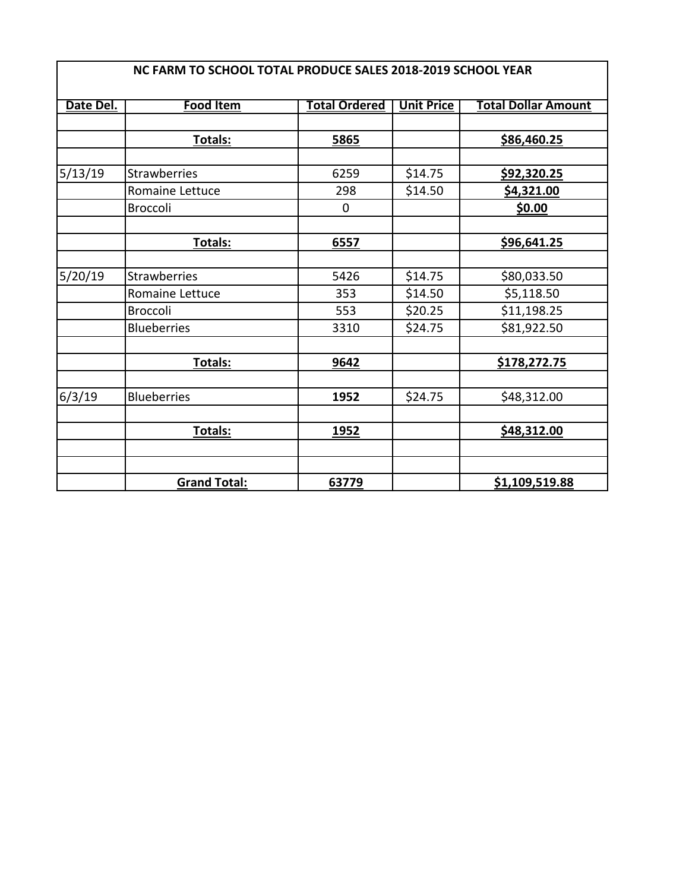| NC FARM TO SCHOOL TOTAL PRODUCE SALES 2018-2019 SCHOOL YEAR | | | | |
|---|---|---|---|---|
| **Date Del.** | **Food Item** | **Total Ordered** | **Unit Price** | **Total Dollar Amount** |
| | | | | |
| | **Totals:** | **5865** | | **$86,460.25** |
| | | | | |
| 5/13/19 | Strawberries | 6259 | $14.75 | **$92,320.25** |
| | Romaine Lettuce | 298 | $14.50 | **$4,321.00** |
| | Broccoli | 0 | | **$0.00** |
| | | | | |
| | **Totals:** | **6557** | | **$96,641.25** |
| | | | | |
| 5/20/19 | Strawberries | 5426 | $14.75 | $80,033.50 |
| | Romaine Lettuce | 353 | $14.50 | $5,118.50 |
| | Broccoli | 553 | $20.25 | $11,198.25 |
| | Blueberries | 3310 | $24.75 | $81,922.50 |
| | | | | |
| | **Totals:** | **9642** | | **$178,272.75** |
| | | | | |
| 6/3/19 | Blueberries | **1952** | $24.75 | $48,312.00 |
| | | | | |
| | **Totals:** | **1952** | | **$48,312.00** |
| | | | | |
| | | | | |
| | **Grand Total:** | **63779** | | **$1,109,519.88** |